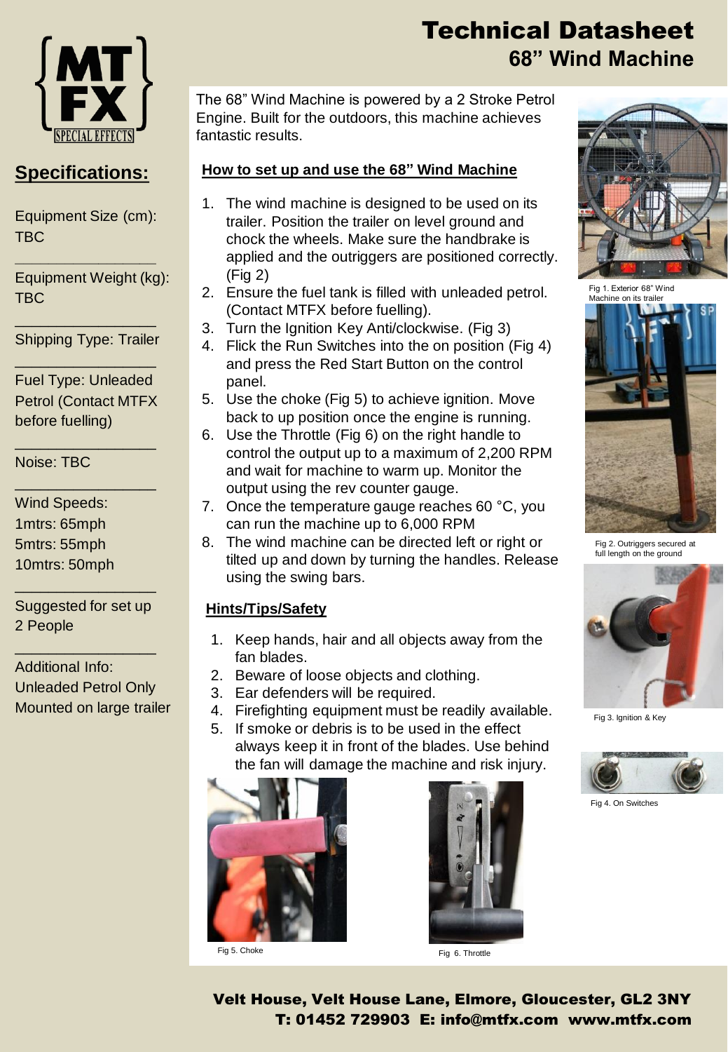# Technical Datasheet

## 68" Wind Machine

## Specifications:

Equipment Size (cm): TBC

Equipment Weight (kg): TBC

Shipping Type: Trailer

Fuel Type: Unleaded Petrol (Contact MTFX before fuelling)

Noise: TBC

Wind Speeds:
1mtrs: 65mph
5mtrs: 55mph
10mtrs: 50mph

Suggested for set up 2 People

Additional Info:
Unleaded Petrol Only
Mounted on large trailer

The 68" Wind Machine is powered by a 2 Stroke Petrol Engine. Built for the outdoors, this machine achieves fantastic results.

**How to set up and use the 68" Wind Machine**

1. The wind machine is designed to be used on its trailer. Position the trailer on level ground and chock the wheels. Make sure the handbrake is applied and the outriggers are positioned correctly. (Fig 2)
2. Ensure the fuel tank is filled with unleaded petrol. (Contact MTFX before fuelling).
3. Turn the Ignition Key Anti/clockwise. (Fig 3)
4. Flick the Run Switches into the on position (Fig 4) and press the Red Start Button on the control panel.
5. Use the choke (Fig 5) to achieve ignition. Move back to up position once the engine is running.
6. Use the Throttle (Fig 6) on the right handle to control the output up to a maximum of 2,200 RPM and wait for machine to warm up. Monitor the output using the rev counter gauge.
7. Once the temperature gauge reaches 60 °C, you can run the machine up to 6,000 RPM
8. The wind machine can be directed left or right or tilted up and down by turning the handles. Release using the swing bars.

**Hints/Tips/Safety**

1. Keep hands, hair and all objects away from the fan blades.
2. Beware of loose objects and clothing.
3. Ear defenders will be required.
4. Firefighting equipment must be readily available.
5. If smoke or debris is to be used in the effect always keep it in front of the blades. Use behind the fan will damage the machine and risk injury.

Fig 1. Exterior 68" Wind Machine on its trailer

Fig 2. Outriggers secured at full length on the ground

Fig 3. Ignition & Key

Fig 4. On Switches

Fig 5. Choke

Fig 6. Throttle

**Velt House, Velt House Lane, Elmore, Gloucester, GL2 3NY**
**T: 01452 729903 E: info@mtfx.com www.mtfx.com**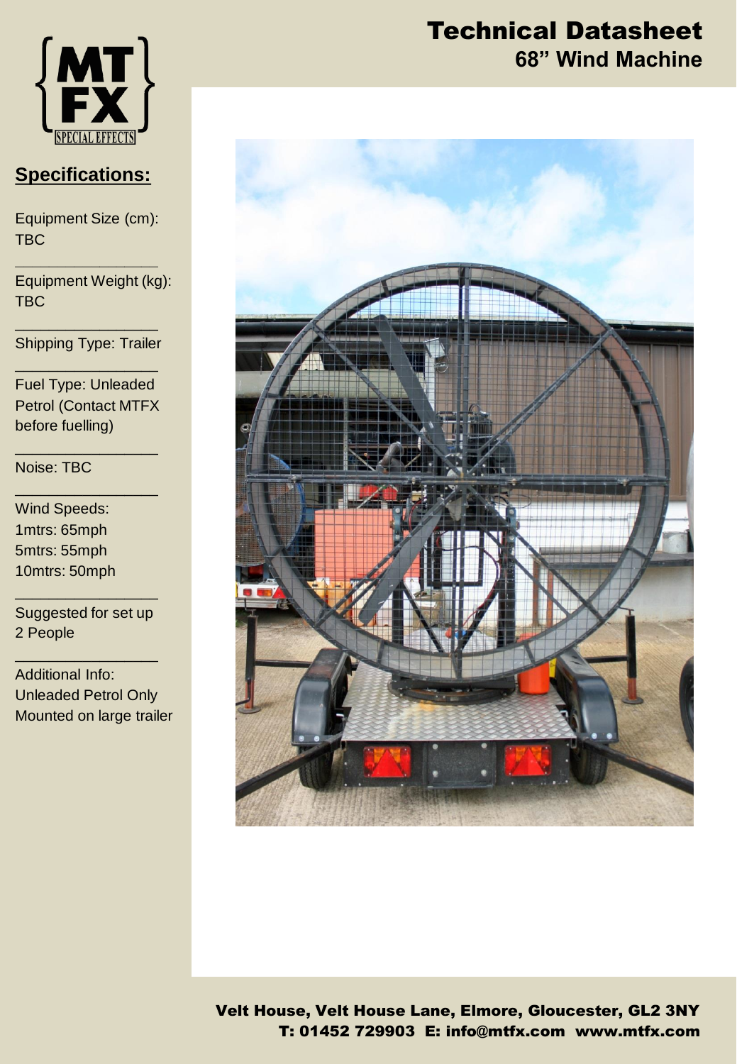# Technical Datasheet
## 68” Wind Machine

{MT FX} SPECIAL EFFECTS

### Specifications:

Equipment Size (cm): TBC

Equipment Weight (kg): TBC

Shipping Type: Trailer

Fuel Type: Unleaded Petrol (Contact MTFX before fuelling)

Noise: TBC

Wind Speeds:
1mtrs: 65mph
5mtrs: 55mph
10mtrs: 50mph

Suggested for set up
2 People

Additional Info:
Unleaded Petrol Only
Mounted on large trailer

**Velt House, Velt House Lane, Elmore, Gloucester, GL2 3NY**
**T: 01452 729903 E: info@mtfx.com www.mtfx.com**